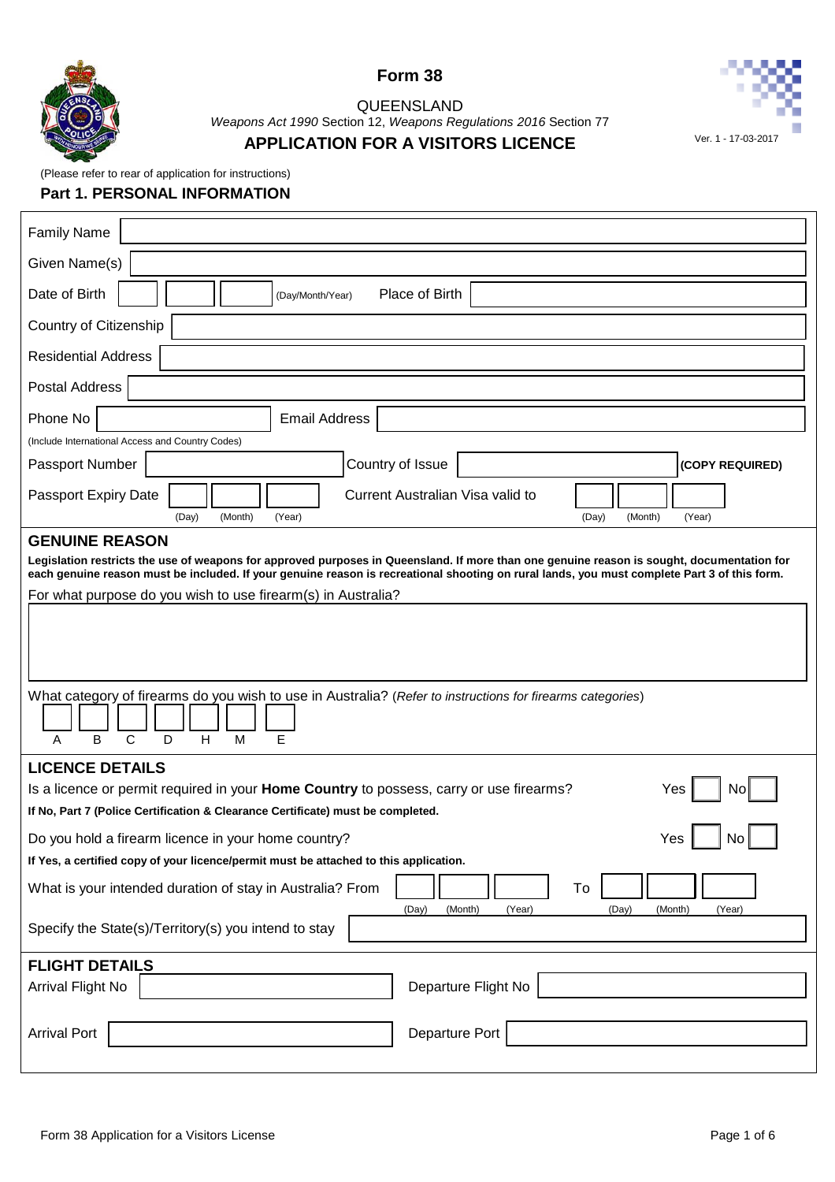# Form 38

QUEENSLAND

*Weapons Act 1990* Section 12, *Weapons Regulations 2016* Section 77

## APPLICATION FOR A VISITORS LICENCE

Ver. 1 - 17-03-2017

(Please refer to rear of application for instructions)

## Part 1. PERSONAL INFORMATION

Family Name

Given Name(s)

Date of Birth (Day/Month/Year) Place of Birth

Country of Citizenship

Residential Address

Postal Address

Phone No Email Address

(Include International Access and Country Codes)

Passport Number Country of Issue **(COPY REQUIRED)**

Passport Expiry Date (Day) (Month) (Year) Current Australian Visa valid to (Day) (Month) (Year)

### GENUINE REASON

**Legislation restricts the use of weapons for approved purposes in Queensland. If more than one genuine reason is sought, documentation for each genuine reason must be included. If your genuine reason is recreational shooting on rural lands, you must complete Part 3 of this form.**

For what purpose do you wish to use firearm(s) in Australia?

What category of firearms do you wish to use in Australia? (*Refer to instructions for firearms categories*)

A B C D H M E

### LICENCE DETAILS

Is a licence or permit required in your **Home Country** to possess, carry or use firearms? Yes No

**If No, Part 7 (Police Certification & Clearance Certificate) must be completed.**

Do you hold a firearm licence in your home country? Yes No

**If Yes, a certified copy of your licence/permit must be attached to this application.**

What is your intended duration of stay in Australia? From (Day) (Month) (Year) To (Day) (Month) (Year)

Specify the State(s)/Territory(s) you intend to stay

### FLIGHT DETAILS

Arrival Flight No Departure Flight No

Arrival Port Departure Port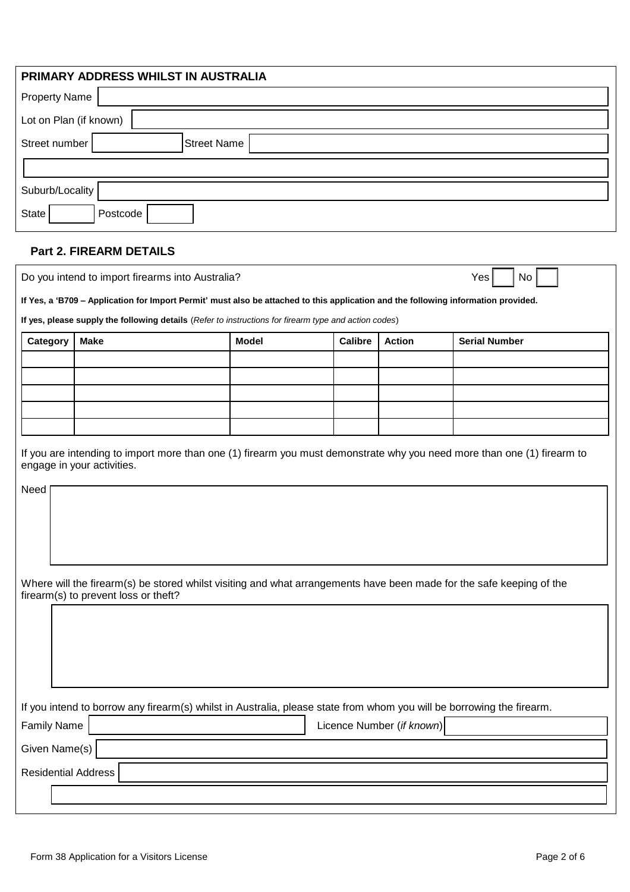## PRIMARY ADDRESS WHILST IN AUSTRALIA

Property Name

Lot on Plan (if known)

Street number | Street Name

Suburb/Locality

State | Postcode

### Part 2. FIREARM DETAILS

Do you intend to import firearms into Australia? Yes ☐ No ☐

**If Yes, a 'B709 – Application for Import Permit' must also be attached to this application and the following information provided.**

**If yes, please supply the following details** (*Refer to instructions for firearm type and action codes*)

| Category | Make | Model | Calibre | Action | Serial Number |
|---|---|---|---|---|---|
| | | | | | |
| | | | | | |
| | | | | | |
| | | | | | |
| | | | | | |

If you are intending to import more than one (1) firearm you must demonstrate why you need more than one (1) firearm to engage in your activities.

Need

Where will the firearm(s) be stored whilst visiting and what arrangements have been made for the safe keeping of the firearm(s) to prevent loss or theft?

If you intend to borrow any firearm(s) whilst in Australia, please state from whom you will be borrowing the firearm.

Family Name | Licence Number (*if known*)

Given Name(s)

Residential Address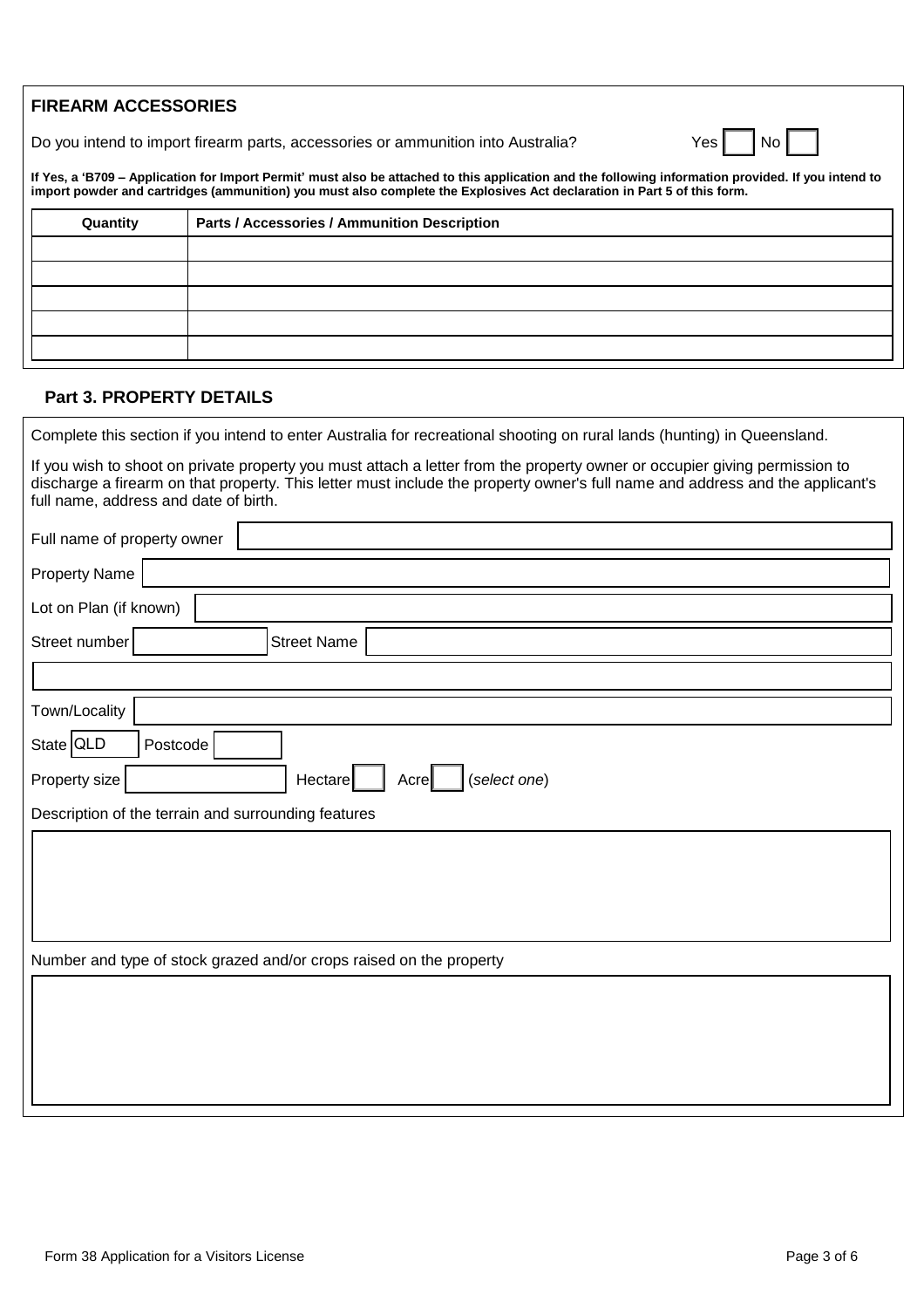## FIREARM ACCESSORIES

Do you intend to import firearm parts, accessories or ammunition into Australia? Yes ☐ No ☐

**If Yes, a 'B709 – Application for Import Permit' must also be attached to this application and the following information provided. If you intend to import powder and cartridges (ammunition) you must also complete the Explosives Act declaration in Part 5 of this form.**

| Quantity | Parts / Accessories / Ammunition Description |
|---|---|
| | |
| | |
| | |
| | |
| | |

## Part 3. PROPERTY DETAILS

Complete this section if you intend to enter Australia for recreational shooting on rural lands (hunting) in Queensland.

If you wish to shoot on private property you must attach a letter from the property owner or occupier giving permission to discharge a firearm on that property. This letter must include the property owner's full name and address and the applicant's full name, address and date of birth.

Full name of property owner

Property Name

Lot on Plan (if known)

Street number &nbsp;&nbsp;&nbsp; Street Name

Town/Locality

State QLD &nbsp;&nbsp;&nbsp; Postcode

Property size &nbsp;&nbsp;&nbsp; Hectare ☐ Acre ☐ (*select one*)

Description of the terrain and surrounding features

Number and type of stock grazed and/or crops raised on the property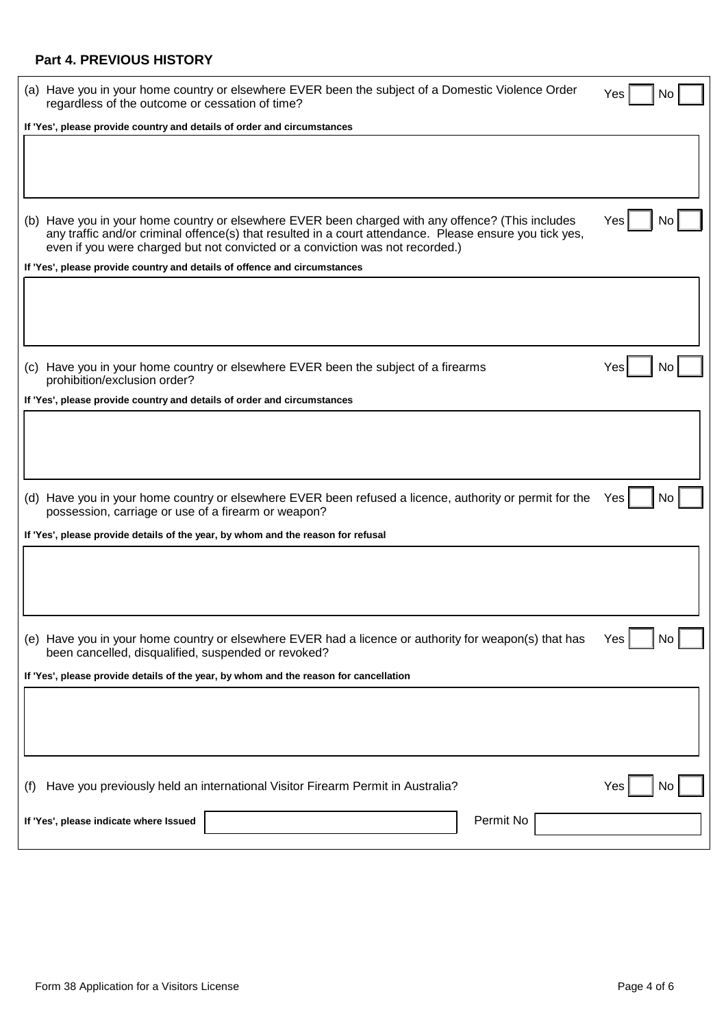## Part 4. PREVIOUS HISTORY

(a) Have you in your home country or elsewhere EVER been the subject of a Domestic Violence Order regardless of the outcome or cessation of time? Yes ☐ No ☐

**If 'Yes', please provide country and details of order and circumstances**

(b) Have you in your home country or elsewhere EVER been charged with any offence? (This includes any traffic and/or criminal offence(s) that resulted in a court attendance. Please ensure you tick yes, even if you were charged but not convicted or a conviction was not recorded.) Yes ☐ No ☐

**If 'Yes', please provide country and details of offence and circumstances**

(c) Have you in your home country or elsewhere EVER been the subject of a firearms prohibition/exclusion order? Yes ☐ No ☐

**If 'Yes', please provide country and details of order and circumstances**

(d) Have you in your home country or elsewhere EVER been refused a licence, authority or permit for the possession, carriage or use of a firearm or weapon? Yes ☐ No ☐

**If 'Yes', please provide details of the year, by whom and the reason for refusal**

(e) Have you in your home country or elsewhere EVER had a licence or authority for weapon(s) that has been cancelled, disqualified, suspended or revoked? Yes ☐ No ☐

**If 'Yes', please provide details of the year, by whom and the reason for cancellation**

(f) Have you previously held an international Visitor Firearm Permit in Australia? Yes ☐ No ☐

**If 'Yes', please indicate where Issued** ______________________ Permit No ______________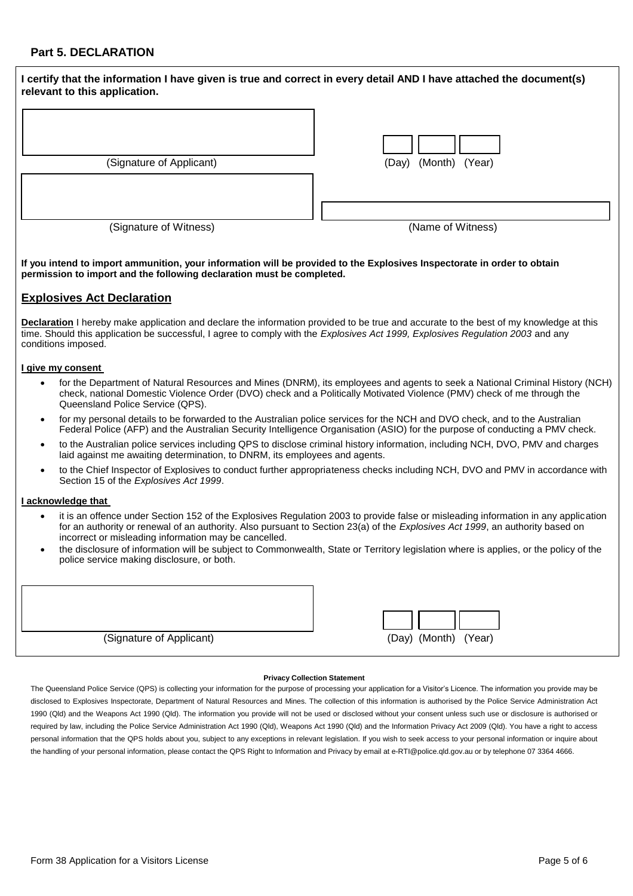## Part 5. DECLARATION

**I certify that the information I have given is true and correct in every detail AND I have attached the document(s) relevant to this application.**

| (Signature of Applicant) | (Day) (Month) (Year) |
|---|---|
| (Signature of Witness) | (Name of Witness) |

**If you intend to import ammunition, your information will be provided to the Explosives Inspectorate in order to obtain permission to import and the following declaration must be completed.**

## Explosives Act Declaration

**Declaration** I hereby make application and declare the information provided to be true and accurate to the best of my knowledge at this time. Should this application be successful, I agree to comply with the *Explosives Act 1999, Explosives Regulation 2003* and any conditions imposed.

**I give my consent**

- for the Department of Natural Resources and Mines (DNRM), its employees and agents to seek a National Criminal History (NCH) check, national Domestic Violence Order (DVO) check and a Politically Motivated Violence (PMV) check of me through the Queensland Police Service (QPS).
- for my personal details to be forwarded to the Australian police services for the NCH and DVO check, and to the Australian Federal Police (AFP) and the Australian Security Intelligence Organisation (ASIO) for the purpose of conducting a PMV check.
- to the Australian police services including QPS to disclose criminal history information, including NCH, DVO, PMV and charges laid against me awaiting determination, to DNRM, its employees and agents.
- to the Chief Inspector of Explosives to conduct further appropriateness checks including NCH, DVO and PMV in accordance with Section 15 of the *Explosives Act 1999*.

**I acknowledge that**

- it is an offence under Section 152 of the Explosives Regulation 2003 to provide false or misleading information in any application for an authority or renewal of an authority. Also pursuant to Section 23(a) of the *Explosives Act 1999*, an authority based on incorrect or misleading information may be cancelled.
- the disclosure of information will be subject to Commonwealth, State or Territory legislation where is applies, or the policy of the police service making disclosure, or both.

| (Signature of Applicant) | (Day) (Month) (Year) |
|---|---|

**Privacy Collection Statement**

The Queensland Police Service (QPS) is collecting your information for the purpose of processing your application for a Visitor's Licence. The information you provide may be disclosed to Explosives Inspectorate, Department of Natural Resources and Mines. The collection of this information is authorised by the Police Service Administration Act 1990 (Qld) and the Weapons Act 1990 (Qld). The information you provide will not be used or disclosed without your consent unless such use or disclosure is authorised or required by law, including the Police Service Administration Act 1990 (Qld), Weapons Act 1990 (Qld) and the Information Privacy Act 2009 (Qld). You have a right to access personal information that the QPS holds about you, subject to any exceptions in relevant legislation. If you wish to seek access to your personal information or inquire about the handling of your personal information, please contact the QPS Right to Information and Privacy by email at e-RTI@police.qld.gov.au or by telephone 07 3364 4666.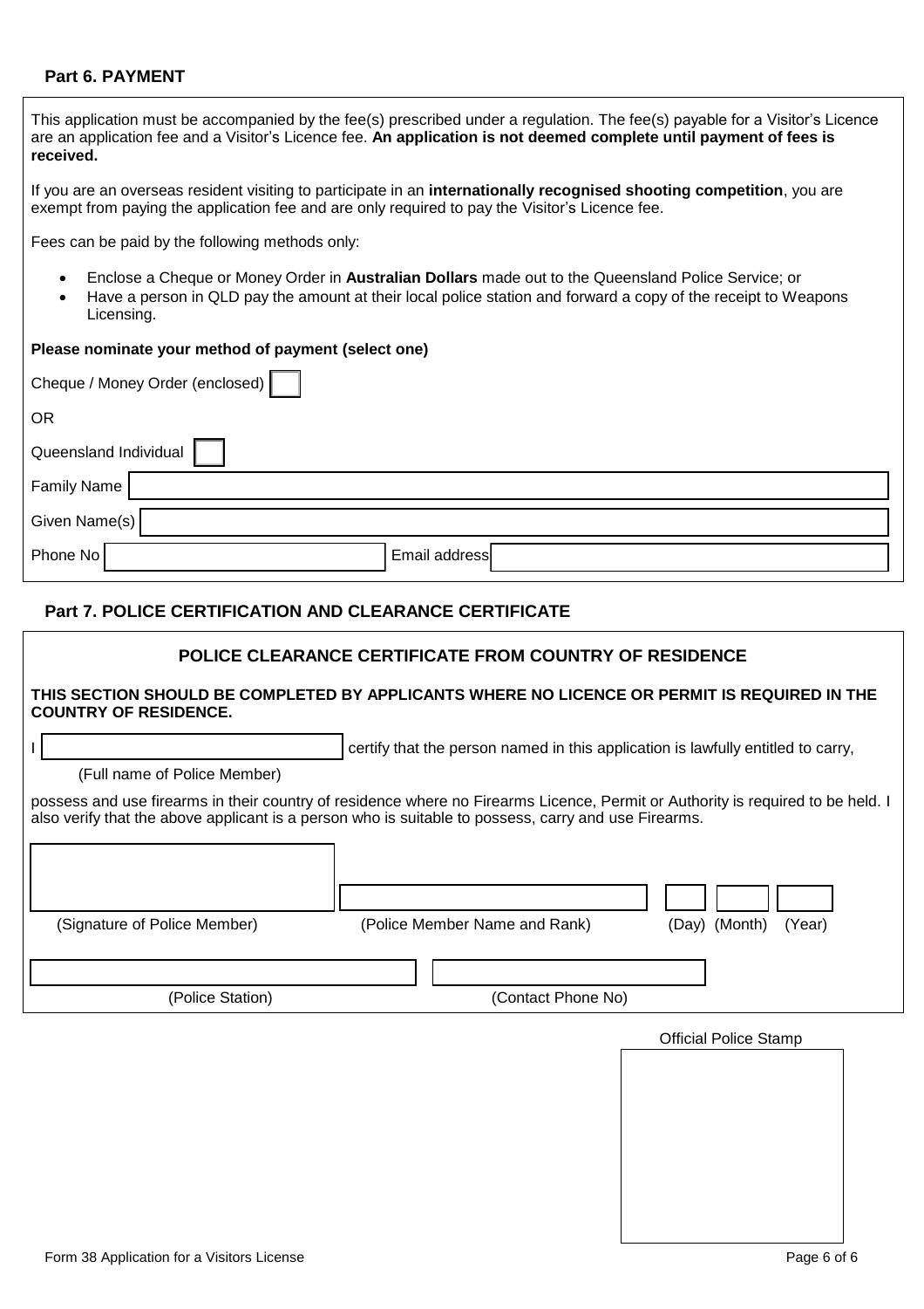## Part 6. PAYMENT

This application must be accompanied by the fee(s) prescribed under a regulation. The fee(s) payable for a Visitor's Licence are an application fee and a Visitor's Licence fee. **An application is not deemed complete until payment of fees is received.**

If you are an overseas resident visiting to participate in an **internationally recognised shooting competition**, you are exempt from paying the application fee and are only required to pay the Visitor's Licence fee.

Fees can be paid by the following methods only:

- Enclose a Cheque or Money Order in **Australian Dollars** made out to the Queensland Police Service; or
- Have a person in QLD pay the amount at their local police station and forward a copy of the receipt to Weapons Licensing.

**Please nominate your method of payment (select one)**

Cheque / Money Order (enclosed) ☐

OR

Queensland Individual ☐

Family Name ____________________

Given Name(s) ____________________

Phone No ____________________ Email address ____________________

## Part 7. POLICE CERTIFICATION AND CLEARANCE CERTIFICATE

### POLICE CLEARANCE CERTIFICATE FROM COUNTRY OF RESIDENCE

**THIS SECTION SHOULD BE COMPLETED BY APPLICANTS WHERE NO LICENCE OR PERMIT IS REQUIRED IN THE COUNTRY OF RESIDENCE.**

I ____________________ certify that the person named in this application is lawfully entitled to carry,
(Full name of Police Member)

possess and use firearms in their country of residence where no Firearms Licence, Permit or Authority is required to be held. I also verify that the above applicant is a person who is suitable to possess, carry and use Firearms.

____________________ ____________________ ____ ____ ____
(Signature of Police Member) (Police Member Name and Rank) (Day) (Month) (Year)

____________________ ____________________
(Police Station) (Contact Phone No)

Official Police Stamp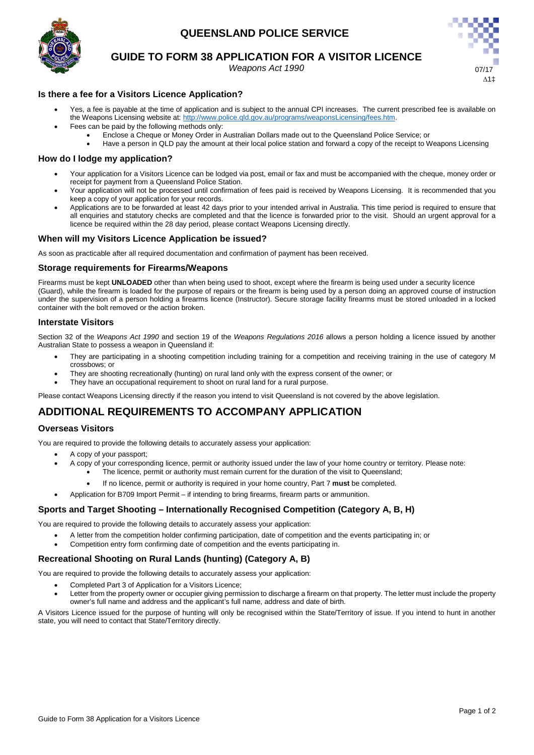# QUEENSLAND POLICE SERVICE

## GUIDE TO FORM 38 APPLICATION FOR A VISITOR LICENCE

*Weapons Act 1990*

07/17
∆1‡

### Is there a fee for a Visitors Licence Application?

- Yes, a fee is payable at the time of application and is subject to the annual CPI increases. The current prescribed fee is available on the Weapons Licensing website at: http://www.police.qld.gov.au/programs/weaponsLicensing/fees.htm.
- Fees can be paid by the following methods only:
  - Enclose a Cheque or Money Order in Australian Dollars made out to the Queensland Police Service; or
  - Have a person in QLD pay the amount at their local police station and forward a copy of the receipt to Weapons Licensing

### How do I lodge my application?

- Your application for a Visitors Licence can be lodged via post, email or fax and must be accompanied with the cheque, money order or receipt for payment from a Queensland Police Station.
- Your application will not be processed until confirmation of fees paid is received by Weapons Licensing. It is recommended that you keep a copy of your application for your records.
- Applications are to be forwarded at least 42 days prior to your intended arrival in Australia. This time period is required to ensure that all enquiries and statutory checks are completed and that the licence is forwarded prior to the visit. Should an urgent approval for a licence be required within the 28 day period, please contact Weapons Licensing directly.

### When will my Visitors Licence Application be issued?

As soon as practicable after all required documentation and confirmation of payment has been received.

### Storage requirements for Firearms/Weapons

Firearms must be kept **UNLOADED** other than when being used to shoot, except where the firearm is being used under a security licence (Guard), while the firearm is loaded for the purpose of repairs or the firearm is being used by a person doing an approved course of instruction under the supervision of a person holding a firearms licence (Instructor). Secure storage facility firearms must be stored unloaded in a locked container with the bolt removed or the action broken.

### Interstate Visitors

Section 32 of the *Weapons Act 1990* and section 19 of the *Weapons Regulations 2016* allows a person holding a licence issued by another Australian State to possess a weapon in Queensland if:

- They are participating in a shooting competition including training for a competition and receiving training in the use of category M crossbows; or
- They are shooting recreationally (hunting) on rural land only with the express consent of the owner; or
- They have an occupational requirement to shoot on rural land for a rural purpose.

Please contact Weapons Licensing directly if the reason you intend to visit Queensland is not covered by the above legislation.

## ADDITIONAL REQUIREMENTS TO ACCOMPANY APPLICATION

### Overseas Visitors

You are required to provide the following details to accurately assess your application:

- A copy of your passport;
- A copy of your corresponding licence, permit or authority issued under the law of your home country or territory. Please note:
  - The licence, permit or authority must remain current for the duration of the visit to Queensland;
  - If no licence, permit or authority is required in your home country, Part 7 **must** be completed.
- Application for B709 Import Permit – if intending to bring firearms, firearm parts or ammunition.

### Sports and Target Shooting – Internationally Recognised Competition (Category A, B, H)

You are required to provide the following details to accurately assess your application:

- A letter from the competition holder confirming participation, date of competition and the events participating in; or
- Competition entry form confirming date of competition and the events participating in.

### Recreational Shooting on Rural Lands (hunting) (Category A, B)

You are required to provide the following details to accurately assess your application:

- Completed Part 3 of Application for a Visitors Licence;
- Letter from the property owner or occupier giving permission to discharge a firearm on that property. The letter must include the property owner's full name and address and the applicant's full name, address and date of birth.

A Visitors Licence issued for the purpose of hunting will only be recognised within the State/Territory of issue. If you intend to hunt in another state, you will need to contact that State/Territory directly.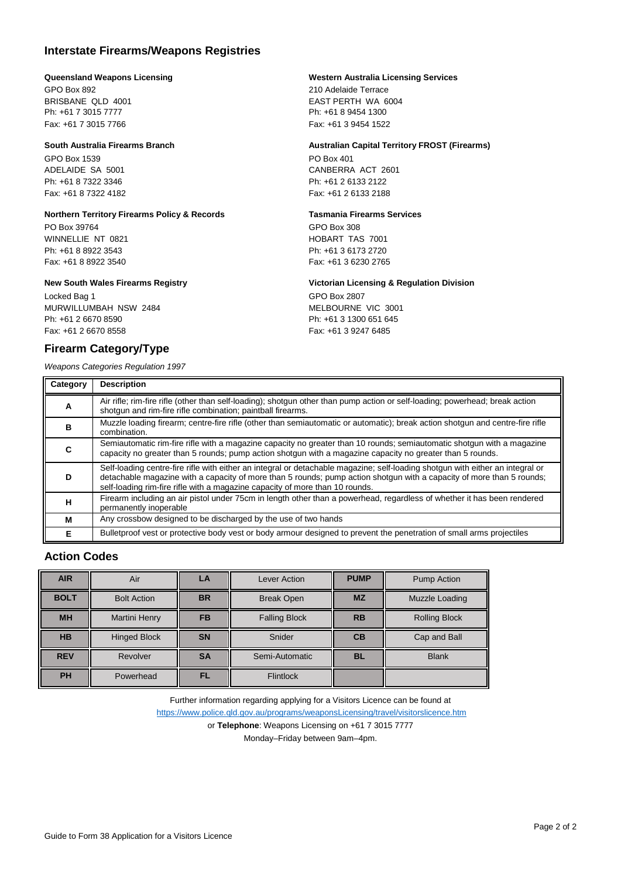## Interstate Firearms/Weapons Registries

**Queensland Weapons Licensing**
GPO Box 892
BRISBANE QLD 4001
Ph: +61 7 3015 7777
Fax: +61 7 3015 7766

**Western Australia Licensing Services**
210 Adelaide Terrace
EAST PERTH WA 6004
Ph: +61 8 9454 1300
Fax: +61 3 9454 1522

**South Australia Firearms Branch**
GPO Box 1539
ADELAIDE SA 5001
Ph: +61 8 7322 3346
Fax: +61 8 7322 4182

**Australian Capital Territory FROST (Firearms)**
PO Box 401
CANBERRA ACT 2601
Ph: +61 2 6133 2122
Fax: +61 2 6133 2188

**Northern Territory Firearms Policy & Records**
PO Box 39764
WINNELLIE NT 0821
Ph: +61 8 8922 3543
Fax: +61 8 8922 3540

**Tasmania Firearms Services**
GPO Box 308
HOBART TAS 7001
Ph: +61 3 6173 2720
Fax: +61 3 6230 2765

**New South Wales Firearms Registry**
Locked Bag 1
MURWILLUMBAH NSW 2484
Ph: +61 2 6670 8590
Fax: +61 2 6670 8558

**Victorian Licensing & Regulation Division**
GPO Box 2807
MELBOURNE VIC 3001
Ph: +61 3 1300 651 645
Fax: +61 3 9247 6485

## Firearm Category/Type

*Weapons Categories Regulation 1997*

| Category | Description |
|---|---|
| A | Air rifle; rim-fire rifle (other than self-loading); shotgun other than pump action or self-loading; powerhead; break action shotgun and rim-fire rifle combination; paintball firearms. |
| B | Muzzle loading firearm; centre-fire rifle (other than semiautomatic or automatic); break action shotgun and centre-fire rifle combination. |
| C | Semiautomatic rim-fire rifle with a magazine capacity no greater than 10 rounds; semiautomatic shotgun with a magazine capacity no greater than 5 rounds; pump action shotgun with a magazine capacity no greater than 5 rounds. |
| D | Self-loading centre-fire rifle with either an integral or detachable magazine; self-loading shotgun with either an integral or detachable magazine with a capacity of more than 5 rounds; pump action shotgun with a capacity of more than 5 rounds; self-loading rim-fire rifle with a magazine capacity of more than 10 rounds. |
| H | Firearm including an air pistol under 75cm in length other than a powerhead, regardless of whether it has been rendered permanently inoperable |
| M | Any crossbow designed to be discharged by the use of two hands |
| E | Bulletproof vest or protective body vest or body armour designed to prevent the penetration of small arms projectiles |

## Action Codes

| | | | | | |
|---|---|---|---|---|---|
| **AIR** | Air | **LA** | Lever Action | **PUMP** | Pump Action |
| **BOLT** | Bolt Action | **BR** | Break Open | **MZ** | Muzzle Loading |
| **MH** | Martini Henry | **FB** | Falling Block | **RB** | Rolling Block |
| **HB** | Hinged Block | **SN** | Snider | **CB** | Cap and Ball |
| **REV** | Revolver | **SA** | Semi-Automatic | **BL** | Blank |
| **PH** | Powerhead | **FL** | Flintlock | | |

Further information regarding applying for a Visitors Licence can be found at
https://www.police.qld.gov.au/programs/weaponsLicensing/travel/visitorslicence.htm
or **Telephone**: Weapons Licensing on +61 7 3015 7777
Monday–Friday between 9am–4pm.